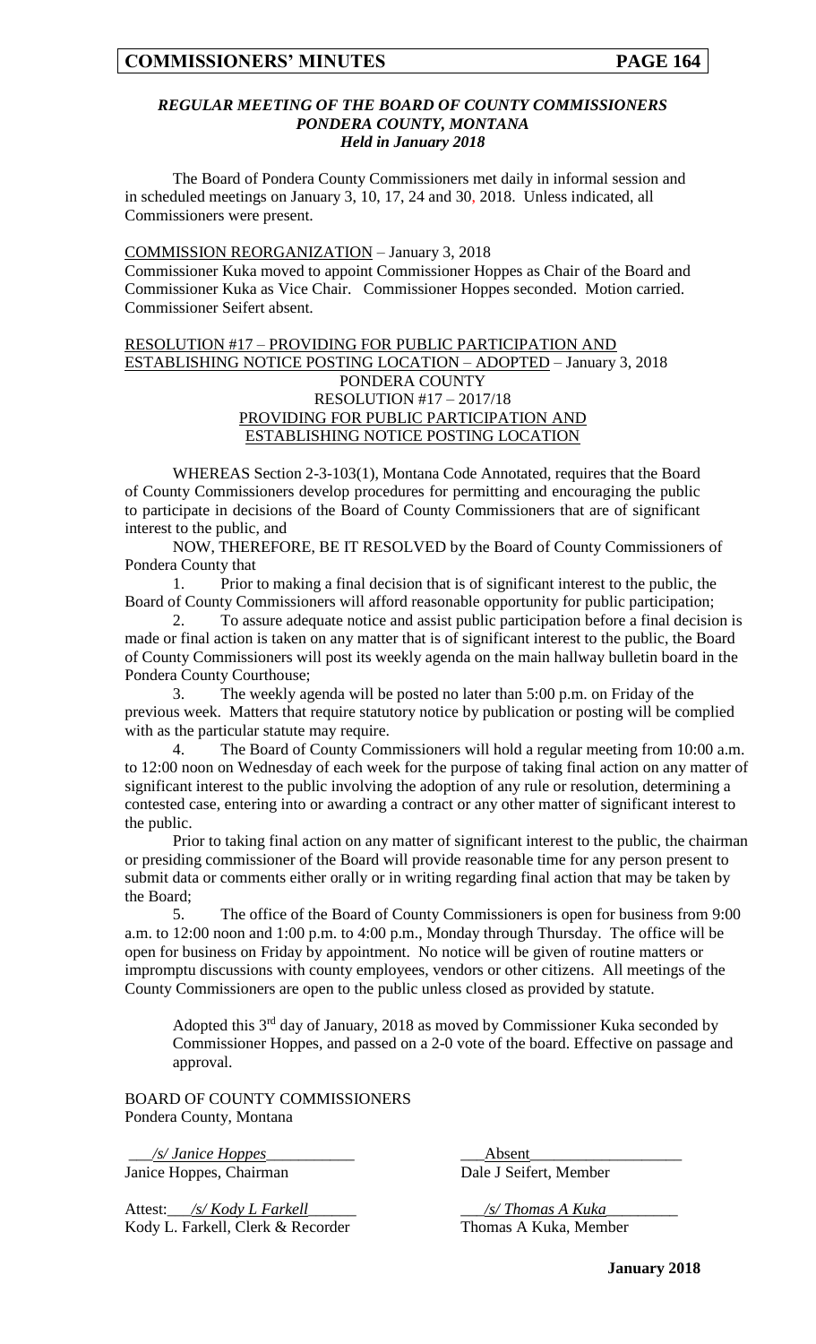### *REGULAR MEETING OF THE BOARD OF COUNTY COMMISSIONERS*
### *PONDERA COUNTY, MONTANA*
### *Held in January 2018*

The Board of Pondera County Commissioners met daily in informal session and in scheduled meetings on January 3, 10, 17, 24 and 30, 2018. Unless indicated, all Commissioners were present.

COMMISSION REORGANIZATION – January 3, 2018

Commissioner Kuka moved to appoint Commissioner Hoppes as Chair of the Board and Commissioner Kuka as Vice Chair. Commissioner Hoppes seconded. Motion carried. Commissioner Seifert absent.

RESOLUTION #17 – PROVIDING FOR PUBLIC PARTICIPATION AND ESTABLISHING NOTICE POSTING LOCATION – ADOPTED – January 3, 2018

PONDERA COUNTY
RESOLUTION #17 – 2017/18
PROVIDING FOR PUBLIC PARTICIPATION AND
ESTABLISHING NOTICE POSTING LOCATION

WHEREAS Section 2-3-103(1), Montana Code Annotated, requires that the Board of County Commissioners develop procedures for permitting and encouraging the public to participate in decisions of the Board of County Commissioners that are of significant interest to the public, and

NOW, THEREFORE, BE IT RESOLVED by the Board of County Commissioners of Pondera County that

1. Prior to making a final decision that is of significant interest to the public, the Board of County Commissioners will afford reasonable opportunity for public participation;
2. To assure adequate notice and assist public participation before a final decision is made or final action is taken on any matter that is of significant interest to the public, the Board of County Commissioners will post its weekly agenda on the main hallway bulletin board in the Pondera County Courthouse;
3. The weekly agenda will be posted no later than 5:00 p.m. on Friday of the previous week. Matters that require statutory notice by publication or posting will be complied with as the particular statute may require.
4. The Board of County Commissioners will hold a regular meeting from 10:00 a.m. to 12:00 noon on Wednesday of each week for the purpose of taking final action on any matter of significant interest to the public involving the adoption of any rule or resolution, determining a contested case, entering into or awarding a contract or any other matter of significant interest to the public.

   Prior to taking final action on any matter of significant interest to the public, the chairman or presiding commissioner of the Board will provide reasonable time for any person present to submit data or comments either orally or in writing regarding final action that may be taken by the Board;
5. The office of the Board of County Commissioners is open for business from 9:00 a.m. to 12:00 noon and 1:00 p.m. to 4:00 p.m., Monday through Thursday. The office will be open for business on Friday by appointment. No notice will be given of routine matters or impromptu discussions with county employees, vendors or other citizens. All meetings of the County Commissioners are open to the public unless closed as provided by statute.

Adopted this 3rd day of January, 2018 as moved by Commissioner Kuka seconded by Commissioner Hoppes, and passed on a 2-0 vote of the board. Effective on passage and approval.

BOARD OF COUNTY COMMISSIONERS
Pondera County, Montana

*/s/ Janice Hoppes*
Janice Hoppes, Chairman

Absent
Dale J Seifert, Member

Attest: */s/ Kody L Farkell*
Kody L. Farkell, Clerk & Recorder

*/s/ Thomas A Kuka*
Thomas A Kuka, Member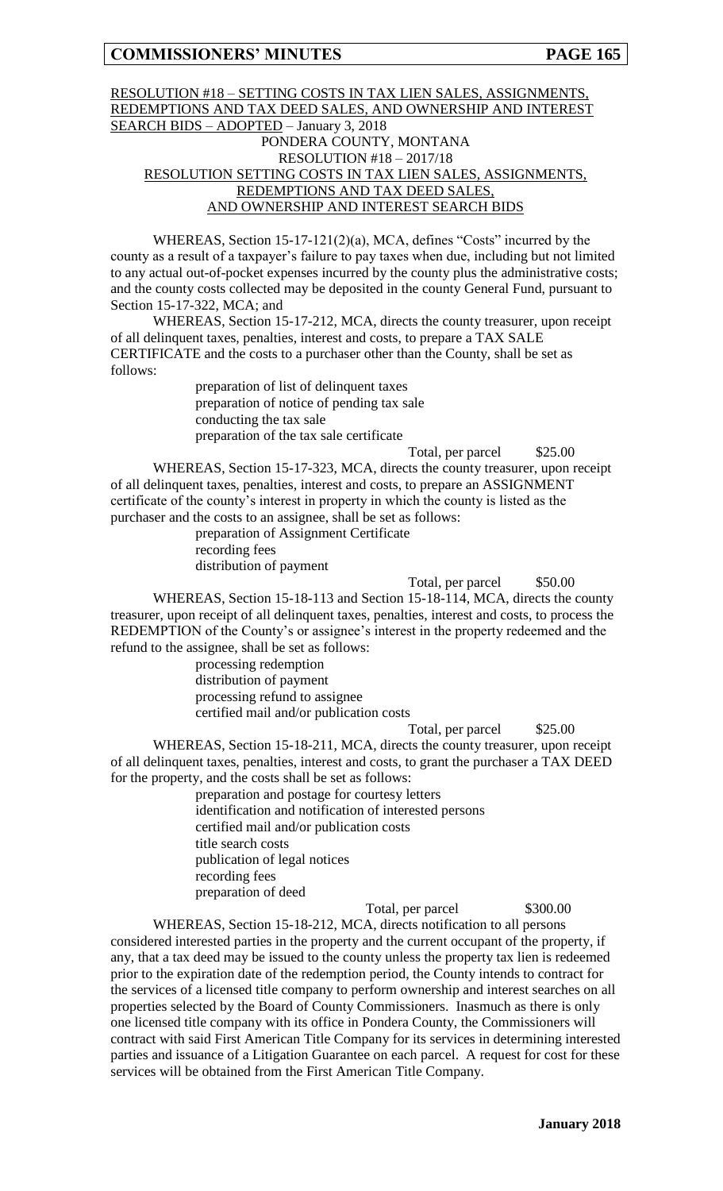RESOLUTION #18 – SETTING COSTS IN TAX LIEN SALES, ASSIGNMENTS, REDEMPTIONS AND TAX DEED SALES, AND OWNERSHIP AND INTEREST SEARCH BIDS – ADOPTED – January 3, 2018

PONDERA COUNTY, MONTANA
RESOLUTION #18 – 2017/18
RESOLUTION SETTING COSTS IN TAX LIEN SALES, ASSIGNMENTS, REDEMPTIONS AND TAX DEED SALES, AND OWNERSHIP AND INTEREST SEARCH BIDS

WHEREAS, Section 15-17-121(2)(a), MCA, defines "Costs" incurred by the county as a result of a taxpayer's failure to pay taxes when due, including but not limited to any actual out-of-pocket expenses incurred by the county plus the administrative costs; and the county costs collected may be deposited in the county General Fund, pursuant to Section 15-17-322, MCA; and

WHEREAS, Section 15-17-212, MCA, directs the county treasurer, upon receipt of all delinquent taxes, penalties, interest and costs, to prepare a TAX SALE CERTIFICATE and the costs to a purchaser other than the County, shall be set as follows:

preparation of list of delinquent taxes
preparation of notice of pending tax sale
conducting the tax sale
preparation of the tax sale certificate

Total, per parcel $25.00

WHEREAS, Section 15-17-323, MCA, directs the county treasurer, upon receipt of all delinquent taxes, penalties, interest and costs, to prepare an ASSIGNMENT certificate of the county's interest in property in which the county is listed as the purchaser and the costs to an assignee, shall be set as follows:

preparation of Assignment Certificate
recording fees
distribution of payment

Total, per parcel $50.00

WHEREAS, Section 15-18-113 and Section 15-18-114, MCA, directs the county treasurer, upon receipt of all delinquent taxes, penalties, interest and costs, to process the REDEMPTION of the County's or assignee's interest in the property redeemed and the refund to the assignee, shall be set as follows:

processing redemption
distribution of payment
processing refund to assignee
certified mail and/or publication costs

Total, per parcel $25.00

WHEREAS, Section 15-18-211, MCA, directs the county treasurer, upon receipt of all delinquent taxes, penalties, interest and costs, to grant the purchaser a TAX DEED for the property, and the costs shall be set as follows:

preparation and postage for courtesy letters
identification and notification of interested persons
certified mail and/or publication costs
title search costs
publication of legal notices
recording fees
preparation of deed

Total, per parcel $300.00

WHEREAS, Section 15-18-212, MCA, directs notification to all persons considered interested parties in the property and the current occupant of the property, if any, that a tax deed may be issued to the county unless the property tax lien is redeemed prior to the expiration date of the redemption period, the County intends to contract for the services of a licensed title company to perform ownership and interest searches on all properties selected by the Board of County Commissioners. Inasmuch as there is only one licensed title company with its office in Pondera County, the Commissioners will contract with said First American Title Company for its services in determining interested parties and issuance of a Litigation Guarantee on each parcel. A request for cost for these services will be obtained from the First American Title Company.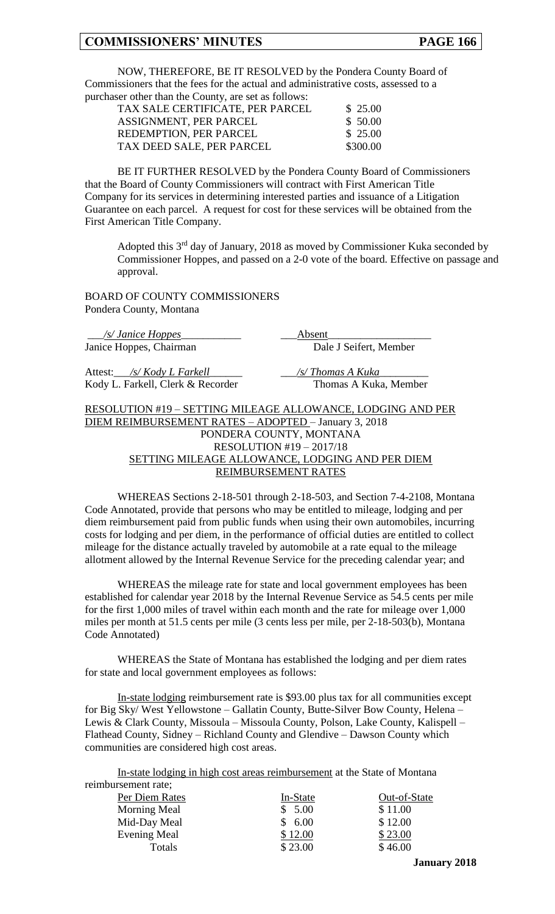NOW, THEREFORE, BE IT RESOLVED by the Pondera County Board of Commissioners that the fees for the actual and administrative costs, assessed to a purchaser other than the County, are set as follows:

| | |
|---|---|
| TAX SALE CERTIFICATE, PER PARCEL | $ 25.00 |
| ASSIGNMENT, PER PARCEL | $ 50.00 |
| REDEMPTION, PER PARCEL | $ 25.00 |
| TAX DEED SALE, PER PARCEL | $300.00 |

BE IT FURTHER RESOLVED by the Pondera County Board of Commissioners that the Board of County Commissioners will contract with First American Title Company for its services in determining interested parties and issuance of a Litigation Guarantee on each parcel. A request for cost for these services will be obtained from the First American Title Company.

Adopted this 3rd day of January, 2018 as moved by Commissioner Kuka seconded by Commissioner Hoppes, and passed on a 2-0 vote of the board. Effective on passage and approval.

BOARD OF COUNTY COMMISSIONERS
Pondera County, Montana

*/s/ Janice Hoppes* — Janice Hoppes, Chairman
Absent — Dale J Seifert, Member

Attest: */s/ Kody L Farkell* — Kody L. Farkell, Clerk & Recorder
*/s/ Thomas A Kuka* — Thomas A Kuka, Member

RESOLUTION #19 – SETTING MILEAGE ALLOWANCE, LODGING AND PER DIEM REIMBURSEMENT RATES – ADOPTED – January 3, 2018

PONDERA COUNTY, MONTANA
RESOLUTION #19 – 2017/18
SETTING MILEAGE ALLOWANCE, LODGING AND PER DIEM REIMBURSEMENT RATES

WHEREAS Sections 2-18-501 through 2-18-503, and Section 7-4-2108, Montana Code Annotated, provide that persons who may be entitled to mileage, lodging and per diem reimbursement paid from public funds when using their own automobiles, incurring costs for lodging and per diem, in the performance of official duties are entitled to collect mileage for the distance actually traveled by automobile at a rate equal to the mileage allotment allowed by the Internal Revenue Service for the preceding calendar year; and

WHEREAS the mileage rate for state and local government employees has been established for calendar year 2018 by the Internal Revenue Service as 54.5 cents per mile for the first 1,000 miles of travel within each month and the rate for mileage over 1,000 miles per month at 51.5 cents per mile (3 cents less per mile, per 2-18-503(b), Montana Code Annotated)

WHEREAS the State of Montana has established the lodging and per diem rates for state and local government employees as follows:

In-state lodging reimbursement rate is $93.00 plus tax for all communities except for Big Sky/ West Yellowstone – Gallatin County, Butte-Silver Bow County, Helena – Lewis & Clark County, Missoula – Missoula County, Polson, Lake County, Kalispell – Flathead County, Sidney – Richland County and Glendive – Dawson County which communities are considered high cost areas.

In-state lodging in high cost areas reimbursement at the State of Montana reimbursement rate;

| Per Diem Rates | In-State | Out-of-State |
|---|---|---|
| Morning Meal | $ 5.00 | $ 11.00 |
| Mid-Day Meal | $ 6.00 | $ 12.00 |
| Evening Meal | $ 12.00 | $ 23.00 |
| Totals | $ 23.00 | $ 46.00 |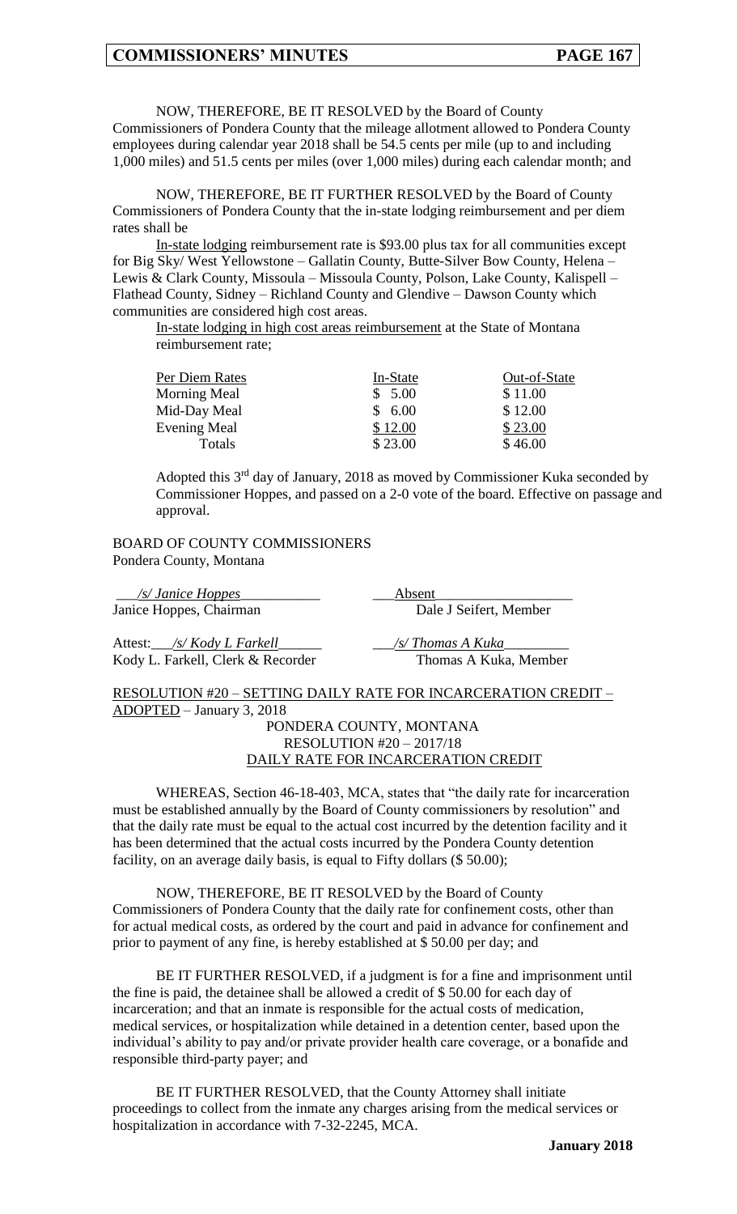NOW, THEREFORE, BE IT RESOLVED by the Board of County Commissioners of Pondera County that the mileage allotment allowed to Pondera County employees during calendar year 2018 shall be 54.5 cents per mile (up to and including 1,000 miles) and 51.5 cents per miles (over 1,000 miles) during each calendar month; and

NOW, THEREFORE, BE IT FURTHER RESOLVED by the Board of County Commissioners of Pondera County that the in-state lodging reimbursement and per diem rates shall be

In-state lodging reimbursement rate is $93.00 plus tax for all communities except for Big Sky/ West Yellowstone – Gallatin County, Butte-Silver Bow County, Helena – Lewis & Clark County, Missoula – Missoula County, Polson, Lake County, Kalispell – Flathead County, Sidney – Richland County and Glendive – Dawson County which communities are considered high cost areas.

In-state lodging in high cost areas reimbursement at the State of Montana reimbursement rate;

| Per Diem Rates | In-State | Out-of-State |
|---|---|---|
| Morning Meal | $ 5.00 | $ 11.00 |
| Mid-Day Meal | $ 6.00 | $ 12.00 |
| Evening Meal | $ 12.00 | $ 23.00 |
| Totals | $ 23.00 | $ 46.00 |

Adopted this 3rd day of January, 2018 as moved by Commissioner Kuka seconded by Commissioner Hoppes, and passed on a 2-0 vote of the board. Effective on passage and approval.

BOARD OF COUNTY COMMISSIONERS
Pondera County, Montana

| | |
|---|---|
| */s/ Janice Hoppes* | Absent |
| Janice Hoppes, Chairman | Dale J Seifert, Member |
| Attest: */s/ Kody L Farkell* | */s/ Thomas A Kuka* |
| Kody L. Farkell, Clerk & Recorder | Thomas A Kuka, Member |

RESOLUTION #20 – SETTING DAILY RATE FOR INCARCERATION CREDIT – ADOPTED – January 3, 2018

PONDERA COUNTY, MONTANA
RESOLUTION #20 – 2017/18
DAILY RATE FOR INCARCERATION CREDIT

WHEREAS, Section 46-18-403, MCA, states that "the daily rate for incarceration must be established annually by the Board of County commissioners by resolution" and that the daily rate must be equal to the actual cost incurred by the detention facility and it has been determined that the actual costs incurred by the Pondera County detention facility, on an average daily basis, is equal to Fifty dollars ($ 50.00);

NOW, THEREFORE, BE IT RESOLVED by the Board of County Commissioners of Pondera County that the daily rate for confinement costs, other than for actual medical costs, as ordered by the court and paid in advance for confinement and prior to payment of any fine, is hereby established at $ 50.00 per day; and

BE IT FURTHER RESOLVED, if a judgment is for a fine and imprisonment until the fine is paid, the detainee shall be allowed a credit of $ 50.00 for each day of incarceration; and that an inmate is responsible for the actual costs of medication, medical services, or hospitalization while detained in a detention center, based upon the individual's ability to pay and/or private provider health care coverage, or a bonafide and responsible third-party payer; and

BE IT FURTHER RESOLVED, that the County Attorney shall initiate proceedings to collect from the inmate any charges arising from the medical services or hospitalization in accordance with 7-32-2245, MCA.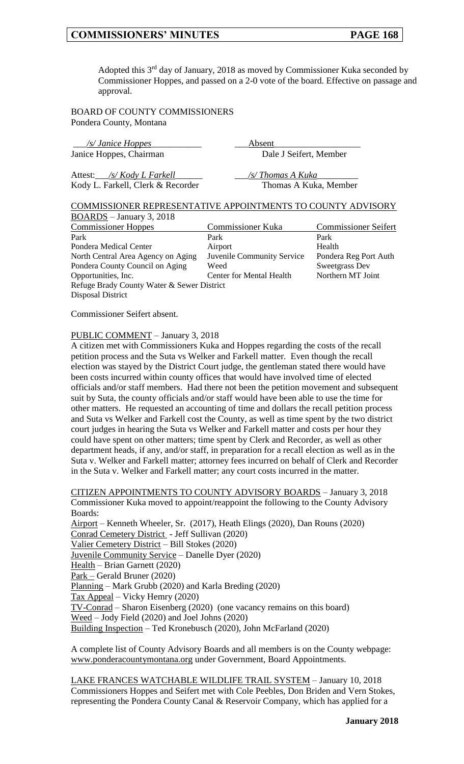Adopted this 3rd day of January, 2018 as moved by Commissioner Kuka seconded by Commissioner Hoppes, and passed on a 2-0 vote of the board. Effective on passage and approval.

BOARD OF COUNTY COMMISSIONERS
Pondera County, Montana

| | |
|---|---|
| */s/ Janice Hoppes* | Absent |
| Janice Hoppes, Chairman | Dale J Seifert, Member |
| Attest: */s/ Kody L Farkell* | */s/ Thomas A Kuka* |
| Kody L. Farkell, Clerk & Recorder | Thomas A Kuka, Member |

COMMISSIONER REPRESENTATIVE APPOINTMENTS TO COUNTY ADVISORY BOARDS – January 3, 2018

| Commissioner Hoppes | Commissioner Kuka | Commissioner Seifert |
|---|---|---|
| Park | Park | Park |
| Pondera Medical Center | Airport | Health |
| North Central Area Agency on Aging | Juvenile Community Service | Pondera Reg Port Auth |
| Pondera County Council on Aging | Weed | Sweetgrass Dev |
| Opportunities, Inc. | Center for Mental Health | Northern MT Joint |
| Refuge Brady County Water & Sewer District Disposal District | | |

Commissioner Seifert absent.

PUBLIC COMMENT – January 3, 2018
A citizen met with Commissioners Kuka and Hoppes regarding the costs of the recall petition process and the Suta vs Welker and Farkell matter. Even though the recall election was stayed by the District Court judge, the gentleman stated there would have been costs incurred within county offices that would have involved time of elected officials and/or staff members. Had there not been the petition movement and subsequent suit by Suta, the county officials and/or staff would have been able to use the time for other matters. He requested an accounting of time and dollars the recall petition process and Suta vs Welker and Farkell cost the County, as well as time spent by the two district court judges in hearing the Suta vs Welker and Farkell matter and costs per hour they could have spent on other matters; time spent by Clerk and Recorder, as well as other department heads, if any, and/or staff, in preparation for a recall election as well as in the Suta v. Welker and Farkell matter; attorney fees incurred on behalf of Clerk and Recorder in the Suta v. Welker and Farkell matter; any court costs incurred in the matter.

CITIZEN APPOINTMENTS TO COUNTY ADVISORY BOARDS – January 3, 2018
Commissioner Kuka moved to appoint/reappoint the following to the County Advisory Boards:
Airport – Kenneth Wheeler, Sr. (2017), Heath Elings (2020), Dan Rouns (2020)
Conrad Cemetery District - Jeff Sullivan (2020)
Valier Cemetery District – Bill Stokes (2020)
Juvenile Community Service – Danelle Dyer (2020)
Health – Brian Garnett (2020)
Park – Gerald Bruner (2020)
Planning – Mark Grubb (2020) and Karla Breding (2020)
Tax Appeal – Vicky Hemry (2020)
TV-Conrad – Sharon Eisenberg (2020) (one vacancy remains on this board)
Weed – Jody Field (2020) and Joel Johns (2020)
Building Inspection – Ted Kronebusch (2020), John McFarland (2020)

A complete list of County Advisory Boards and all members is on the County webpage: www.ponderacountymontana.org under Government, Board Appointments.

LAKE FRANCES WATCHABLE WILDLIFE TRAIL SYSTEM – January 10, 2018
Commissioners Hoppes and Seifert met with Cole Peebles, Don Briden and Vern Stokes, representing the Pondera County Canal & Reservoir Company, which has applied for a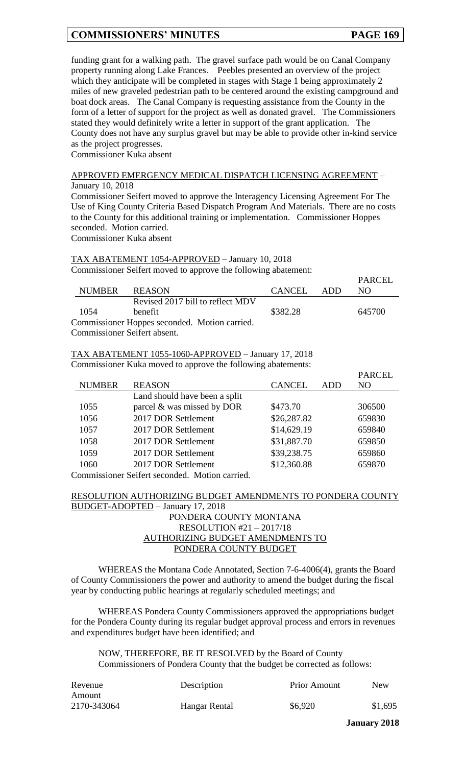funding grant for a walking path. The gravel surface path would be on Canal Company property running along Lake Frances. Peebles presented an overview of the project which they anticipate will be completed in stages with Stage 1 being approximately 2 miles of new graveled pedestrian path to be centered around the existing campground and boat dock areas. The Canal Company is requesting assistance from the County in the form of a letter of support for the project as well as donated gravel. The Commissioners stated they would definitely write a letter in support of the grant application. The County does not have any surplus gravel but may be able to provide other in-kind service as the project progresses.
Commissioner Kuka absent

APPROVED EMERGENCY MEDICAL DISPATCH LICENSING AGREEMENT – January 10, 2018

Commissioner Seifert moved to approve the Interagency Licensing Agreement For The Use of King County Criteria Based Dispatch Program And Materials. There are no costs to the County for this additional training or implementation. Commissioner Hoppes seconded. Motion carried.
Commissioner Kuka absent

TAX ABATEMENT 1054-APPROVED – January 10, 2018

Commissioner Seifert moved to approve the following abatement:

| NUMBER | REASON | CANCEL | ADD | PARCEL NO |
|---|---|---|---|---|
| 1054 | Revised 2017 bill to reflect MDV benefit | $382.28 | | 645700 |

Commissioner Hoppes seconded. Motion carried.
Commissioner Seifert absent.

TAX ABATEMENT 1055-1060-APPROVED – January 17, 2018

Commissioner Kuka moved to approve the following abatements:

| NUMBER | REASON | CANCEL | ADD | PARCEL NO |
|---|---|---|---|---|
| 1055 | Land should have been a split parcel & was missed by DOR | $473.70 | | 306500 |
| 1056 | 2017 DOR Settlement | $26,287.82 | | 659830 |
| 1057 | 2017 DOR Settlement | $14,629.19 | | 659840 |
| 1058 | 2017 DOR Settlement | $31,887.70 | | 659850 |
| 1059 | 2017 DOR Settlement | $39,238.75 | | 659860 |
| 1060 | 2017 DOR Settlement | $12,360.88 | | 659870 |

Commissioner Seifert seconded. Motion carried.

RESOLUTION AUTHORIZING BUDGET AMENDMENTS TO PONDERA COUNTY BUDGET-ADOPTED – January 17, 2018

PONDERA COUNTY MONTANA
RESOLUTION #21 – 2017/18
AUTHORIZING BUDGET AMENDMENTS TO
PONDERA COUNTY BUDGET

WHEREAS the Montana Code Annotated, Section 7-6-4006(4), grants the Board of County Commissioners the power and authority to amend the budget during the fiscal year by conducting public hearings at regularly scheduled meetings; and

WHEREAS Pondera County Commissioners approved the appropriations budget for the Pondera County during its regular budget approval process and errors in revenues and expenditures budget have been identified; and

NOW, THEREFORE, BE IT RESOLVED by the Board of County Commissioners of Pondera County that the budget be corrected as follows:

| Revenue | Description | Prior Amount | New Amount |
|---|---|---|---|
| 2170-343064 | Hangar Rental | $6,920 | $1,695 |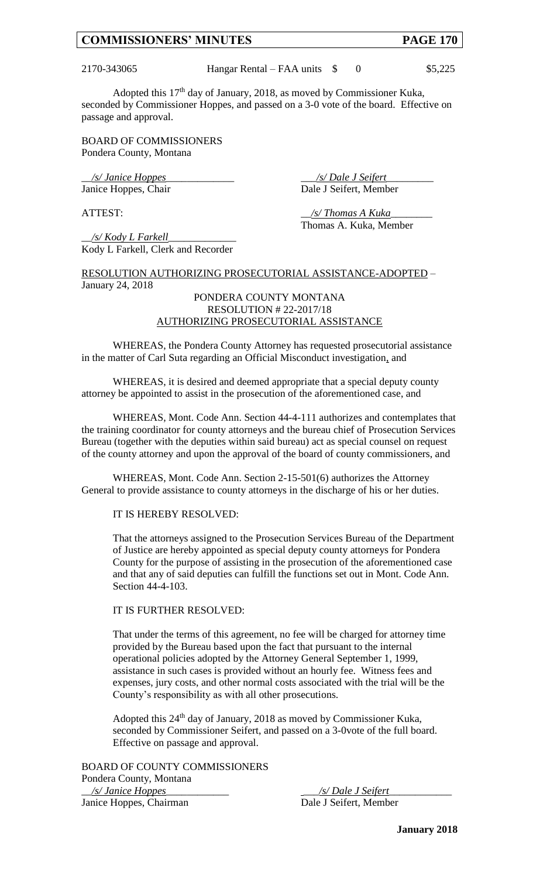| 2170-343065 | Hangar Rental – FAA units | $ 0 | $5,225 |
|---|---|---|---|

Adopted this 17th day of January, 2018, as moved by Commissioner Kuka, seconded by Commissioner Hoppes, and passed on a 3-0 vote of the board. Effective on passage and approval.

BOARD OF COMMISSIONERS
Pondera County, Montana

*/s/ Janice Hoppes*
Janice Hoppes, Chair

*/s/ Dale J Seifert*
Dale J Seifert, Member

ATTEST:

*/s/ Thomas A Kuka*
Thomas A. Kuka, Member

*/s/ Kody L Farkell*
Kody L Farkell, Clerk and Recorder

RESOLUTION AUTHORIZING PROSECUTORIAL ASSISTANCE-ADOPTED – January 24, 2018

PONDERA COUNTY MONTANA
RESOLUTION # 22-2017/18
AUTHORIZING PROSECUTORIAL ASSISTANCE

WHEREAS, the Pondera County Attorney has requested prosecutorial assistance in the matter of Carl Suta regarding an Official Misconduct investigation, and

WHEREAS, it is desired and deemed appropriate that a special deputy county attorney be appointed to assist in the prosecution of the aforementioned case, and

WHEREAS, Mont. Code Ann. Section 44-4-111 authorizes and contemplates that the training coordinator for county attorneys and the bureau chief of Prosecution Services Bureau (together with the deputies within said bureau) act as special counsel on request of the county attorney and upon the approval of the board of county commissioners, and

WHEREAS, Mont. Code Ann. Section 2-15-501(6) authorizes the Attorney General to provide assistance to county attorneys in the discharge of his or her duties.

IT IS HEREBY RESOLVED:

That the attorneys assigned to the Prosecution Services Bureau of the Department of Justice are hereby appointed as special deputy county attorneys for Pondera County for the purpose of assisting in the prosecution of the aforementioned case and that any of said deputies can fulfill the functions set out in Mont. Code Ann. Section 44-4-103.

IT IS FURTHER RESOLVED:

That under the terms of this agreement, no fee will be charged for attorney time provided by the Bureau based upon the fact that pursuant to the internal operational policies adopted by the Attorney General September 1, 1999, assistance in such cases is provided without an hourly fee. Witness fees and expenses, jury costs, and other normal costs associated with the trial will be the County's responsibility as with all other prosecutions.

Adopted this 24th day of January, 2018 as moved by Commissioner Kuka, seconded by Commissioner Seifert, and passed on a 3-0vote of the full board. Effective on passage and approval.

BOARD OF COUNTY COMMISSIONERS
Pondera County, Montana

*/s/ Janice Hoppes*
Janice Hoppes, Chairman

*/s/ Dale J Seifert*
Dale J Seifert, Member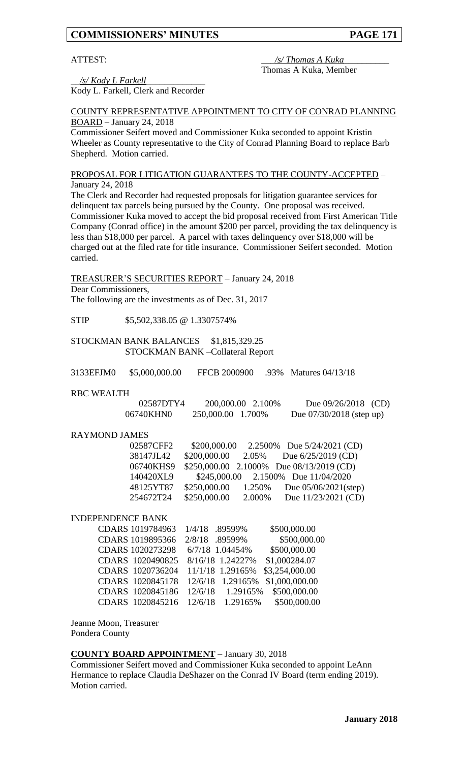ATTEST: ___/s/ Thomas A Kuka__________
Thomas A Kuka, Member

__/s/ Kody L Farkell_____________
Kody L. Farkell, Clerk and Recorder

COUNTY REPRESENTATIVE APPOINTMENT TO CITY OF CONRAD PLANNING BOARD – January 24, 2018

Commissioner Seifert moved and Commissioner Kuka seconded to appoint Kristin Wheeler as County representative to the City of Conrad Planning Board to replace Barb Shepherd. Motion carried.

PROPOSAL FOR LITIGATION GUARANTEES TO THE COUNTY-ACCEPTED – January 24, 2018

The Clerk and Recorder had requested proposals for litigation guarantee services for delinquent tax parcels being pursued by the County. One proposal was received. Commissioner Kuka moved to accept the bid proposal received from First American Title Company (Conrad office) in the amount $200 per parcel, providing the tax delinquency is less than $18,000 per parcel. A parcel with taxes delinquency over $18,000 will be charged out at the filed rate for title insurance. Commissioner Seifert seconded. Motion carried.

TREASURER'S SECURITIES REPORT – January 24, 2018

Dear Commissioners,
The following are the investments as of Dec. 31, 2017

STIP $5,502,338.05 @ 1.3307574%

STOCKMAN BANK BALANCES $1,815,329.25
STOCKMAN BANK –Collateral Report

3133EFJM0 $5,000,000.00 FFCB 2000900 .93% Matures 04/13/18

RBC WEALTH

| | | | |
|---|---|---|---|
| 02587DTY4 | 200,000.00 | 2.100% | Due 09/26/2018 (CD) |
| 06740KHN0 | 250,000.00 | 1.700% | Due 07/30/2018 (step up) |

RAYMOND JAMES

| | | | |
|---|---|---|---|
| 02587CFF2 | $200,000.00 | 2.2500% | Due 5/24/2021 (CD) |
| 38147JL42 | $200,000.00 | 2.05% | Due 6/25/2019 (CD) |
| 06740KHS9 | $250,000.00 | 2.1000% | Due 08/13/2019 (CD) |
| 140420XL9 | $245,000.00 | 2.1500% | Due 11/04/2020 |
| 48125YT87 | $250,000.00 | 1.250% | Due 05/06/2021(step) |
| 254672T24 | $250,000.00 | 2.000% | Due 11/23/2021 (CD) |

INDEPENDENCE BANK

| | | | |
|---|---|---|---|
| CDARS 1019784963 | 1/4/18 | .89599% | $500,000.00 |
| CDARS 1019895366 | 2/8/18 | .89599% | $500,000.00 |
| CDARS 1020273298 | 6/7/18 | 1.04454% | $500,000.00 |
| CDARS 1020490825 | 8/16/18 | 1.24227% | $1,000284.07 |
| CDARS 1020736204 | 11/1/18 | 1.29165% | $3,254,000.00 |
| CDARS 1020845178 | 12/6/18 | 1.29165% | $1,000,000.00 |
| CDARS 1020845186 | 12/6/18 | 1.29165% | $500,000.00 |
| CDARS 1020845216 | 12/6/18 | 1.29165% | $500,000.00 |

Jeanne Moon, Treasurer
Pondera County

**COUNTY BOARD APPOINTMENT** – January 30, 2018

Commissioner Seifert moved and Commissioner Kuka seconded to appoint LeAnn Hermance to replace Claudia DeShazer on the Conrad IV Board (term ending 2019). Motion carried.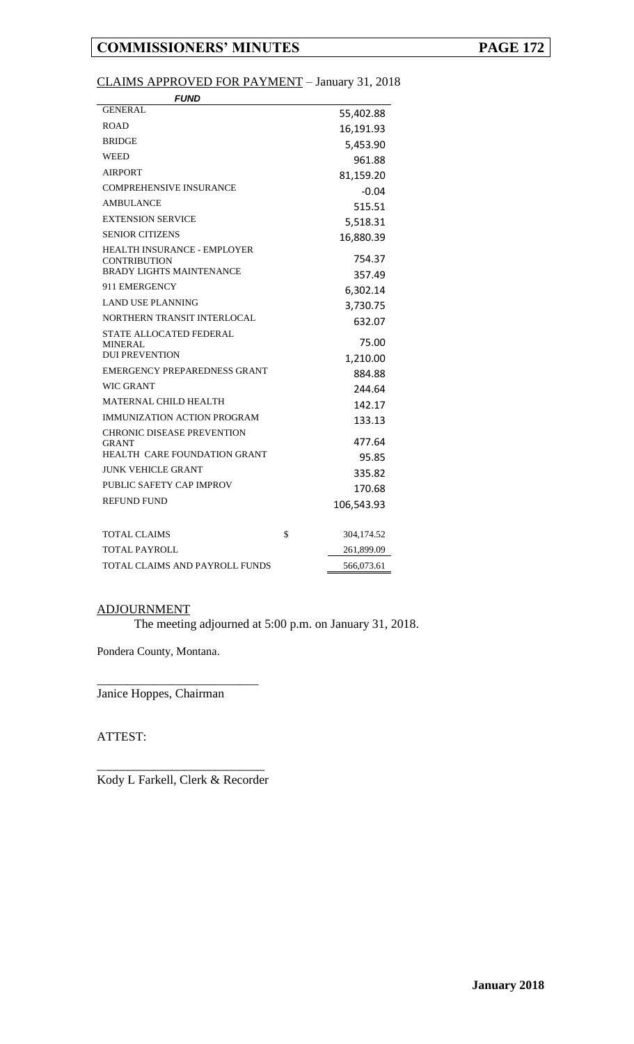CLAIMS APPROVED FOR PAYMENT – January 31, 2018

| *FUND* | | |
|---|---|---|
| GENERAL | | 55,402.88 |
| ROAD | | 16,191.93 |
| BRIDGE | | 5,453.90 |
| WEED | | 961.88 |
| AIRPORT | | 81,159.20 |
| COMPREHENSIVE INSURANCE | | -0.04 |
| AMBULANCE | | 515.51 |
| EXTENSION SERVICE | | 5,518.31 |
| SENIOR CITIZENS | | 16,880.39 |
| HEALTH INSURANCE - EMPLOYER CONTRIBUTION | | 754.37 |
| BRADY LIGHTS MAINTENANCE | | 357.49 |
| 911 EMERGENCY | | 6,302.14 |
| LAND USE PLANNING | | 3,730.75 |
| NORTHERN TRANSIT INTERLOCAL | | 632.07 |
| STATE ALLOCATED FEDERAL MINERAL | | 75.00 |
| DUI PREVENTION | | 1,210.00 |
| EMERGENCY PREPAREDNESS GRANT | | 884.88 |
| WIC GRANT | | 244.64 |
| MATERNAL CHILD HEALTH | | 142.17 |
| IMMUNIZATION ACTION PROGRAM | | 133.13 |
| CHRONIC DISEASE PREVENTION GRANT | | 477.64 |
| HEALTH CARE FOUNDATION GRANT | | 95.85 |
| JUNK VEHICLE GRANT | | 335.82 |
| PUBLIC SAFETY CAP IMPROV | | 170.68 |
| REFUND FUND | | 106,543.93 |
| | | |
| TOTAL CLAIMS | $ | 304,174.52 |
| TOTAL PAYROLL | | 261,899.09 |
| TOTAL CLAIMS AND PAYROLL FUNDS | | 566,073.61 |

ADJOURNMENT

The meeting adjourned at 5:00 p.m. on January 31, 2018.

Pondera County, Montana.

\_\_\_\_\_\_\_\_\_\_\_\_\_\_\_\_\_\_\_\_\_\_\_\_\_\_

Janice Hoppes, Chairman

ATTEST:

\_\_\_\_\_\_\_\_\_\_\_\_\_\_\_\_\_\_\_\_\_\_\_\_\_\_

Kody L Farkell, Clerk & Recorder